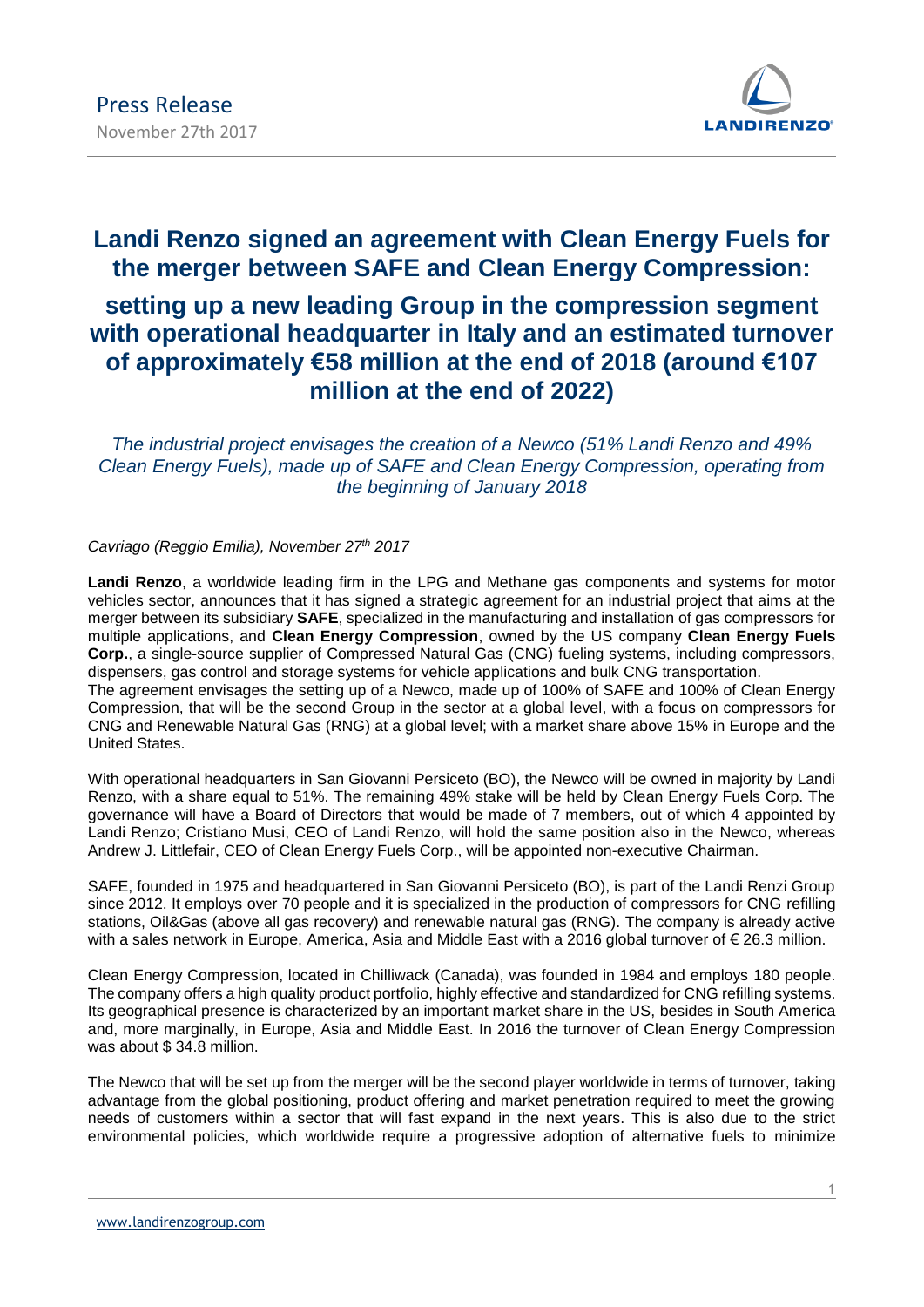Press Release
November 27th 2017

# Landi Renzo signed an agreement with Clean Energy Fuels for the merger between SAFE and Clean Energy Compression:

## setting up a new leading Group in the compression segment with operational headquarter in Italy and an estimated turnover of approximately €58 million at the end of 2018 (around €107 million at the end of 2022)

*The industrial project envisages the creation of a Newco (51% Landi Renzo and 49% Clean Energy Fuels), made up of SAFE and Clean Energy Compression, operating from the beginning of January 2018*

*Cavriago (Reggio Emilia), November 27th 2017*

**Landi Renzo**, a worldwide leading firm in the LPG and Methane gas components and systems for motor vehicles sector, announces that it has signed a strategic agreement for an industrial project that aims at the merger between its subsidiary **SAFE**, specialized in the manufacturing and installation of gas compressors for multiple applications, and **Clean Energy Compression**, owned by the US company **Clean Energy Fuels Corp.**, a single-source supplier of Compressed Natural Gas (CNG) fueling systems, including compressors, dispensers, gas control and storage systems for vehicle applications and bulk CNG transportation.
The agreement envisages the setting up of a Newco, made up of 100% of SAFE and 100% of Clean Energy Compression, that will be the second Group in the sector at a global level, with a focus on compressors for CNG and Renewable Natural Gas (RNG) at a global level; with a market share above 15% in Europe and the United States.

With operational headquarters in San Giovanni Persiceto (BO), the Newco will be owned in majority by Landi Renzo, with a share equal to 51%. The remaining 49% stake will be held by Clean Energy Fuels Corp. The governance will have a Board of Directors that would be made of 7 members, out of which 4 appointed by Landi Renzo; Cristiano Musi, CEO of Landi Renzo, will hold the same position also in the Newco, whereas Andrew J. Littlefair, CEO of Clean Energy Fuels Corp., will be appointed non-executive Chairman.

SAFE, founded in 1975 and headquartered in San Giovanni Persiceto (BO), is part of the Landi Renzi Group since 2012. It employs over 70 people and it is specialized in the production of compressors for CNG refilling stations, Oil&Gas (above all gas recovery) and renewable natural gas (RNG). The company is already active with a sales network in Europe, America, Asia and Middle East with a 2016 global turnover of € 26.3 million.

Clean Energy Compression, located in Chilliwack (Canada), was founded in 1984 and employs 180 people. The company offers a high quality product portfolio, highly effective and standardized for CNG refilling systems. Its geographical presence is characterized by an important market share in the US, besides in South America and, more marginally, in Europe, Asia and Middle East. In 2016 the turnover of Clean Energy Compression was about $ 34.8 million.

The Newco that will be set up from the merger will be the second player worldwide in terms of turnover, taking advantage from the global positioning, product offering and market penetration required to meet the growing needs of customers within a sector that will fast expand in the next years. This is also due to the strict environmental policies, which worldwide require a progressive adoption of alternative fuels to minimize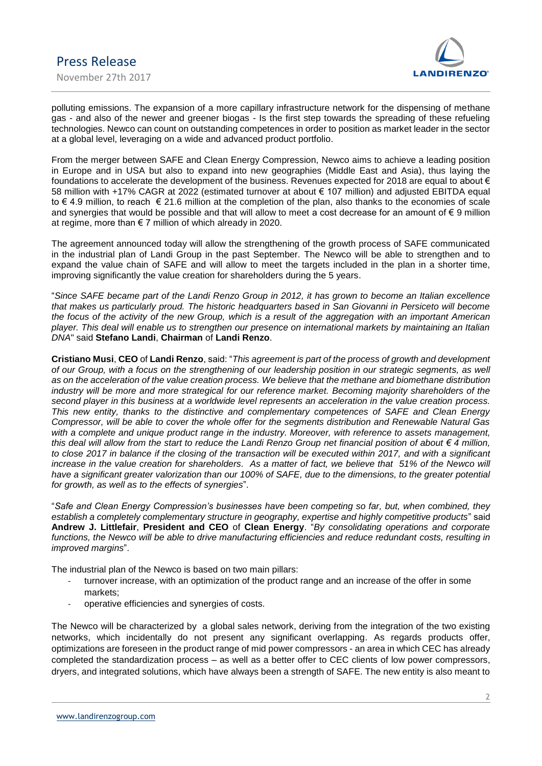polluting emissions. The expansion of a more capillary infrastructure network for the dispensing of methane gas - and also of the newer and greener biogas - Is the first step towards the spreading of these refueling technologies. Newco can count on outstanding competences in order to position as market leader in the sector at a global level, leveraging on a wide and advanced product portfolio.

From the merger between SAFE and Clean Energy Compression, Newco aims to achieve a leading position in Europe and in USA but also to expand into new geographies (Middle East and Asia), thus laying the foundations to accelerate the development of the business. Revenues expected for 2018 are equal to about € 58 million with +17% CAGR at 2022 (estimated turnover at about € 107 million) and adjusted EBITDA equal to € 4.9 million, to reach € 21.6 million at the completion of the plan, also thanks to the economies of scale and synergies that would be possible and that will allow to meet a cost decrease for an amount of € 9 million at regime, more than € 7 million of which already in 2020.

The agreement announced today will allow the strengthening of the growth process of SAFE communicated in the industrial plan of Landi Group in the past September. The Newco will be able to strengthen and to expand the value chain of SAFE and will allow to meet the targets included in the plan in a shorter time, improving significantly the value creation for shareholders during the 5 years.

"*Since SAFE became part of the Landi Renzo Group in 2012, it has grown to become an Italian excellence that makes us particularly proud. The historic headquarters based in San Giovanni in Persiceto will become the focus of the activity of the new Group, which is a result of the aggregation with an important American player. This deal will enable us to strengthen our presence on international markets by maintaining an Italian DNA*" said **Stefano Landi**, **Chairman** of **Landi Renzo**.

**Cristiano Musi**, **CEO** of **Landi Renzo**, said: "*This agreement is part of the process of growth and development of our Group, with a focus on the strengthening of our leadership position in our strategic segments, as well as on the acceleration of the value creation process. We believe that the methane and biomethane distribution industry will be more and more strategical for our reference market. Becoming majority shareholders of the second player in this business at a worldwide level represents an acceleration in the value creation process. This new entity, thanks to the distinctive and complementary competences of SAFE and Clean Energy Compressor, will be able to cover the whole offer for the segments distribution and Renewable Natural Gas with a complete and unique product range in the industry. Moreover, with reference to assets management, this deal will allow from the start to reduce the Landi Renzo Group net financial position of about € 4 million, to close 2017 in balance if the closing of the transaction will be executed within 2017, and with a significant increase in the value creation for shareholders. As a matter of fact, we believe that 51% of the Newco will have a significant greater valorization than our 100% of SAFE, due to the dimensions, to the greater potential for growth, as well as to the effects of synergies*".

"*Safe and Clean Energy Compression's businesses have been competing so far, but, when combined, they establish a completely complementary structure in geography, expertise and highly competitive products*" said **Andrew J. Littlefair**, **President and CEO** of **Clean Energy**. "*By consolidating operations and corporate functions, the Newco will be able to drive manufacturing efficiencies and reduce redundant costs, resulting in improved margins*".

The industrial plan of the Newco is based on two main pillars:

- turnover increase, with an optimization of the product range and an increase of the offer in some markets;
- operative efficiencies and synergies of costs.

The Newco will be characterized by a global sales network, deriving from the integration of the two existing networks, which incidentally do not present any significant overlapping. As regards products offer, optimizations are foreseen in the product range of mid power compressors - an area in which CEC has already completed the standardization process – as well as a better offer to CEC clients of low power compressors, dryers, and integrated solutions, which have always been a strength of SAFE. The new entity is also meant to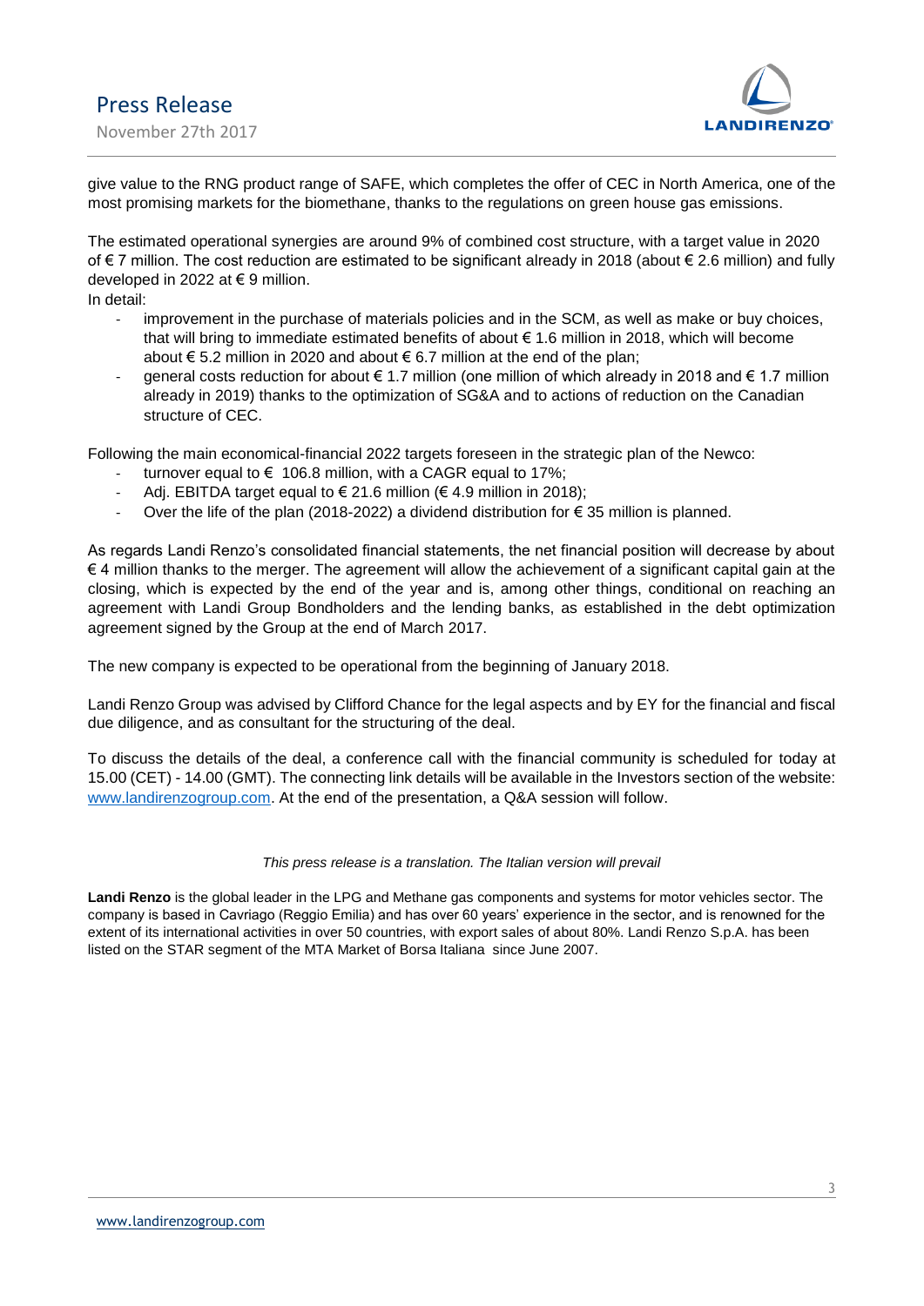give value to the RNG product range of SAFE, which completes the offer of CEC in North America, one of the most promising markets for the biomethane, thanks to the regulations on green house gas emissions.

The estimated operational synergies are around 9% of combined cost structure, with a target value in 2020 of € 7 million. The cost reduction are estimated to be significant already in 2018 (about € 2.6 million) and fully developed in 2022 at € 9 million.

In detail:

- improvement in the purchase of materials policies and in the SCM, as well as make or buy choices, that will bring to immediate estimated benefits of about € 1.6 million in 2018, which will become about € 5.2 million in 2020 and about € 6.7 million at the end of the plan;
- general costs reduction for about € 1.7 million (one million of which already in 2018 and € 1.7 million already in 2019) thanks to the optimization of SG&A and to actions of reduction on the Canadian structure of CEC.

Following the main economical-financial 2022 targets foreseen in the strategic plan of the Newco:

- turnover equal to € 106.8 million, with a CAGR equal to 17%;
- Adj. EBITDA target equal to € 21.6 million (€ 4.9 million in 2018);
- Over the life of the plan (2018-2022) a dividend distribution for € 35 million is planned.

As regards Landi Renzo's consolidated financial statements, the net financial position will decrease by about € 4 million thanks to the merger. The agreement will allow the achievement of a significant capital gain at the closing, which is expected by the end of the year and is, among other things, conditional on reaching an agreement with Landi Group Bondholders and the lending banks, as established in the debt optimization agreement signed by the Group at the end of March 2017.

The new company is expected to be operational from the beginning of January 2018.

Landi Renzo Group was advised by Clifford Chance for the legal aspects and by EY for the financial and fiscal due diligence, and as consultant for the structuring of the deal.

To discuss the details of the deal, a conference call with the financial community is scheduled for today at 15.00 (CET) - 14.00 (GMT). The connecting link details will be available in the Investors section of the website: www.landirenzogroup.com. At the end of the presentation, a Q&A session will follow.

*This press release is a translation. The Italian version will prevail*

**Landi Renzo** is the global leader in the LPG and Methane gas components and systems for motor vehicles sector. The company is based in Cavriago (Reggio Emilia) and has over 60 years' experience in the sector, and is renowned for the extent of its international activities in over 50 countries, with export sales of about 80%. Landi Renzo S.p.A. has been listed on the STAR segment of the MTA Market of Borsa Italiana since June 2007.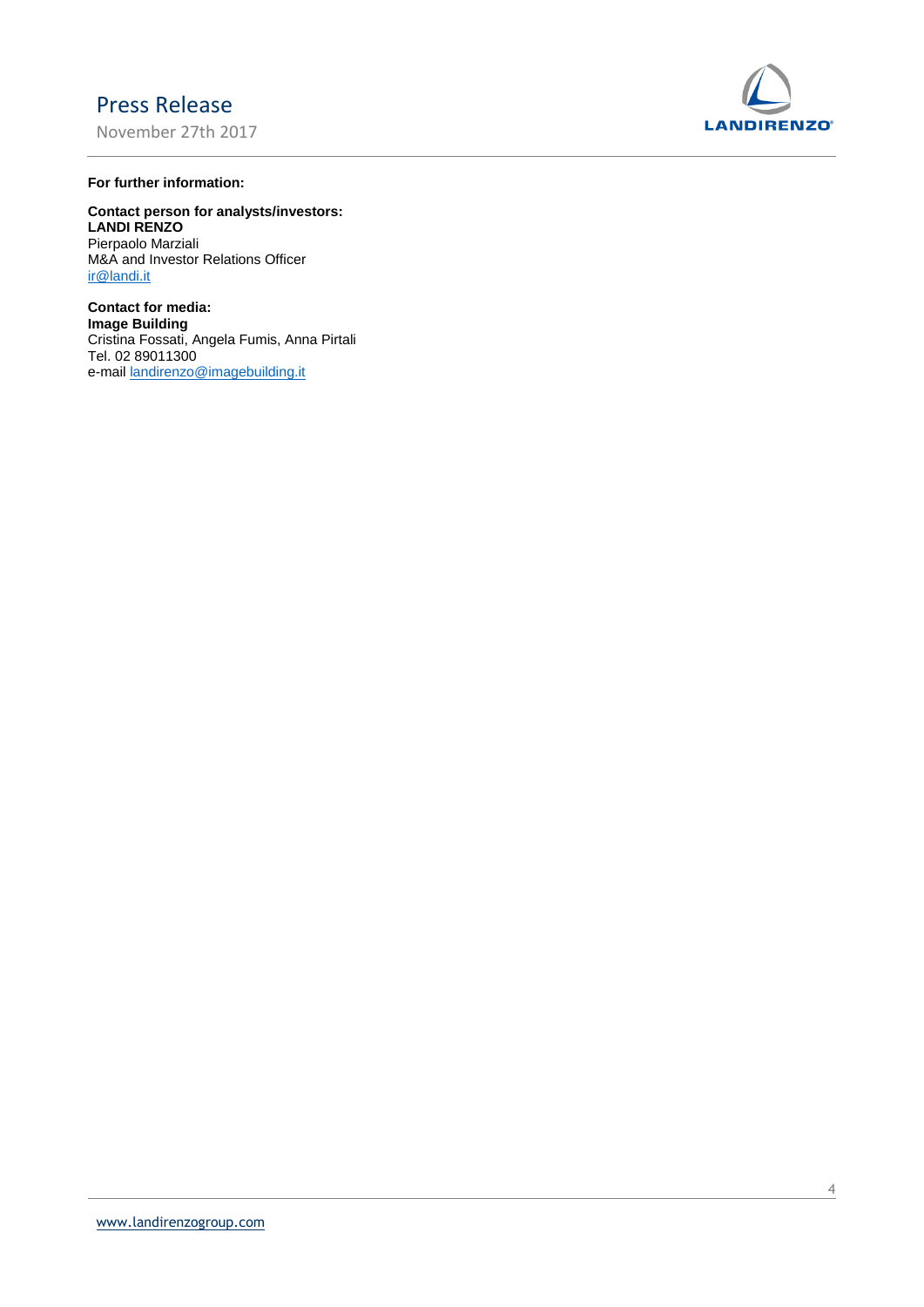**For further information:**

**Contact person for analysts/investors:**
**LANDI RENZO**
Pierpaolo Marziali
M&A and Investor Relations Officer
ir@landi.it

**Contact for media:**
**Image Building**
Cristina Fossati, Angela Fumis, Anna Pirtali
Tel. 02 89011300
e-mail landirenzo@imagebuilding.it